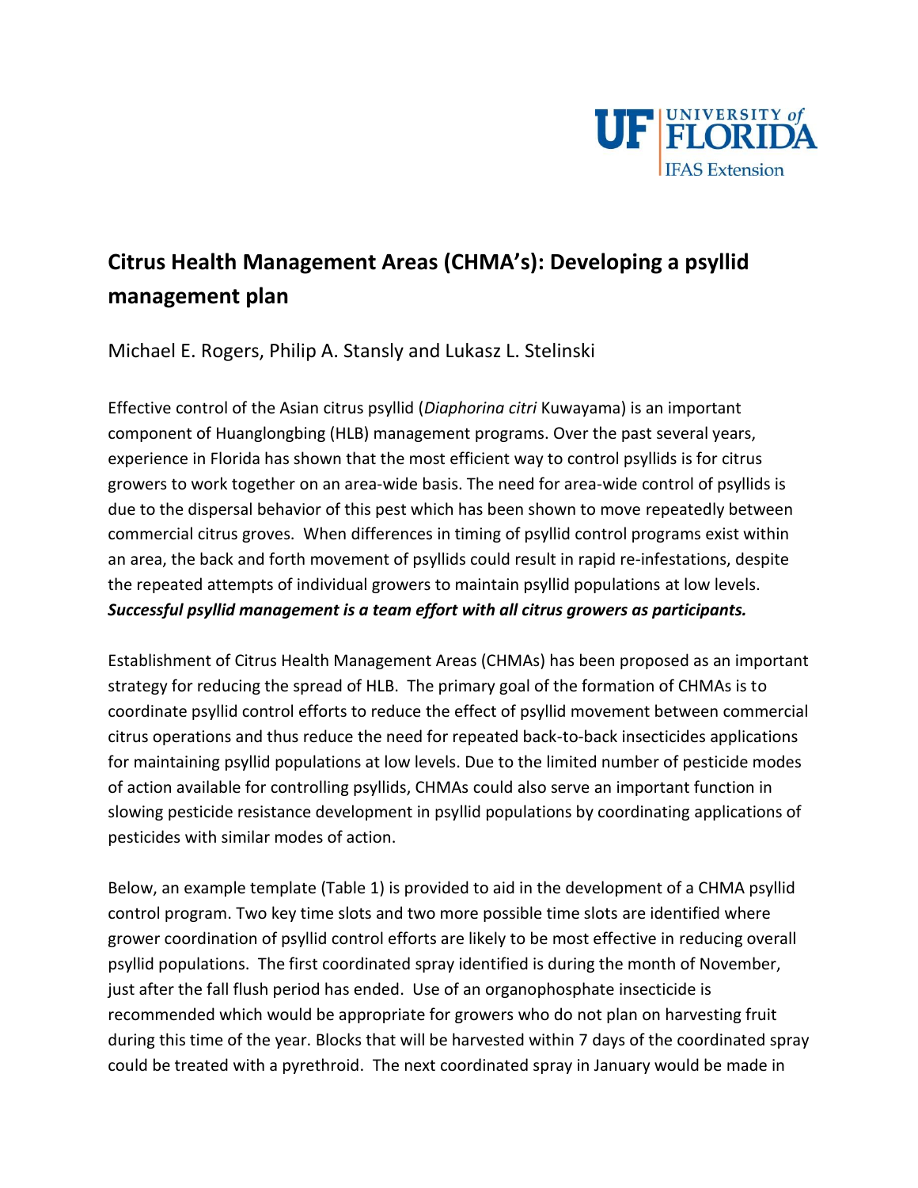# Citrus Health Management Areas (CHMA's): Developing a psyllid management plan

Michael E. Rogers, Philip A. Stansly and Lukasz L. Stelinski

Effective control of the Asian citrus psyllid (*Diaphorina citri* Kuwayama) is an important component of Huanglongbing (HLB) management programs. Over the past several years, experience in Florida has shown that the most efficient way to control psyllids is for citrus growers to work together on an area-wide basis. The need for area-wide control of psyllids is due to the dispersal behavior of this pest which has been shown to move repeatedly between commercial citrus groves. When differences in timing of psyllid control programs exist within an area, the back and forth movement of psyllids could result in rapid re-infestations, despite the repeated attempts of individual growers to maintain psyllid populations at low levels. ***Successful psyllid management is a team effort with all citrus growers as participants.***

Establishment of Citrus Health Management Areas (CHMAs) has been proposed as an important strategy for reducing the spread of HLB. The primary goal of the formation of CHMAs is to coordinate psyllid control efforts to reduce the effect of psyllid movement between commercial citrus operations and thus reduce the need for repeated back-to-back insecticides applications for maintaining psyllid populations at low levels. Due to the limited number of pesticide modes of action available for controlling psyllids, CHMAs could also serve an important function in slowing pesticide resistance development in psyllid populations by coordinating applications of pesticides with similar modes of action.

Below, an example template (Table 1) is provided to aid in the development of a CHMA psyllid control program. Two key time slots and two more possible time slots are identified where grower coordination of psyllid control efforts are likely to be most effective in reducing overall psyllid populations. The first coordinated spray identified is during the month of November, just after the fall flush period has ended. Use of an organophosphate insecticide is recommended which would be appropriate for growers who do not plan on harvesting fruit during this time of the year. Blocks that will be harvested within 7 days of the coordinated spray could be treated with a pyrethroid. The next coordinated spray in January would be made in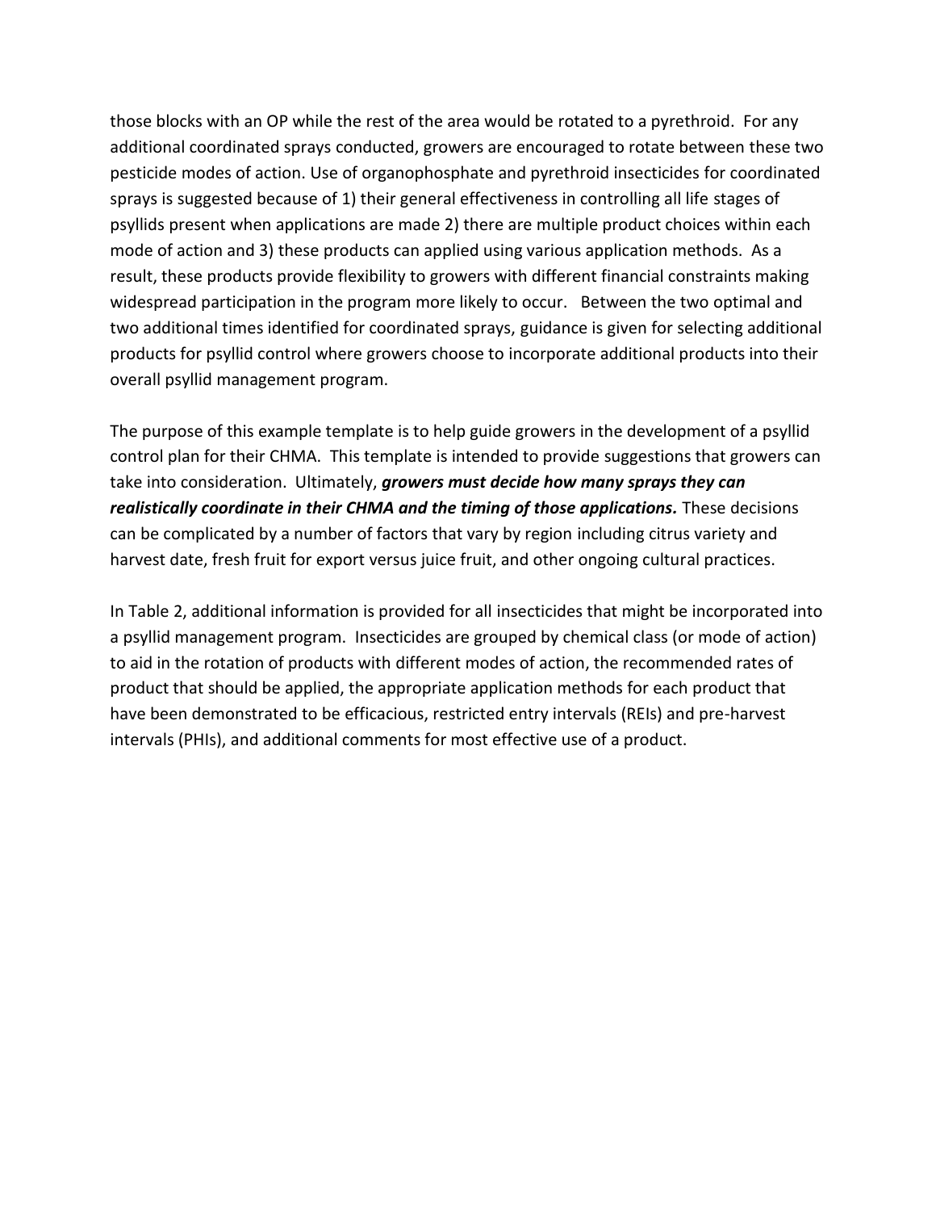those blocks with an OP while the rest of the area would be rotated to a pyrethroid. For any additional coordinated sprays conducted, growers are encouraged to rotate between these two pesticide modes of action. Use of organophosphate and pyrethroid insecticides for coordinated sprays is suggested because of 1) their general effectiveness in controlling all life stages of psyllids present when applications are made 2) there are multiple product choices within each mode of action and 3) these products can applied using various application methods. As a result, these products provide flexibility to growers with different financial constraints making widespread participation in the program more likely to occur. Between the two optimal and two additional times identified for coordinated sprays, guidance is given for selecting additional products for psyllid control where growers choose to incorporate additional products into their overall psyllid management program.

The purpose of this example template is to help guide growers in the development of a psyllid control plan for their CHMA. This template is intended to provide suggestions that growers can take into consideration. Ultimately, ***growers must decide how many sprays they can realistically coordinate in their CHMA and the timing of those applications.*** These decisions can be complicated by a number of factors that vary by region including citrus variety and harvest date, fresh fruit for export versus juice fruit, and other ongoing cultural practices.

In Table 2, additional information is provided for all insecticides that might be incorporated into a psyllid management program. Insecticides are grouped by chemical class (or mode of action) to aid in the rotation of products with different modes of action, the recommended rates of product that should be applied, the appropriate application methods for each product that have been demonstrated to be efficacious, restricted entry intervals (REIs) and pre-harvest intervals (PHIs), and additional comments for most effective use of a product.